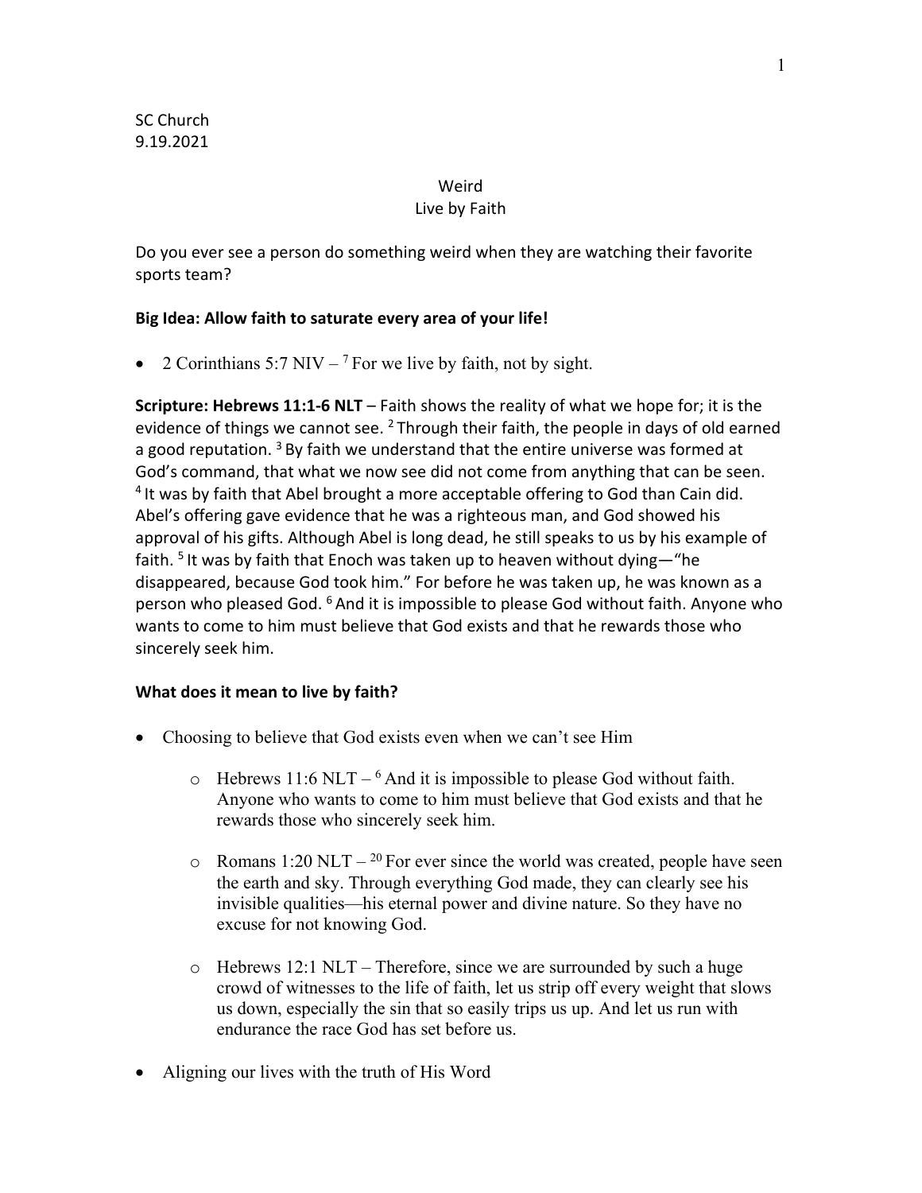SC Church
9.19.2021

# Weird
## Live by Faith

Do you ever see a person do something weird when they are watching their favorite sports team?

**Big Idea: Allow faith to saturate every area of your life!**

- 2 Corinthians 5:7 NIV – [7] For we live by faith, not by sight.

**Scripture: Hebrews 11:1-6 NLT** – Faith shows the reality of what we hope for; it is the evidence of things we cannot see. [2] Through their faith, the people in days of old earned a good reputation. [3] By faith we understand that the entire universe was formed at God's command, that what we now see did not come from anything that can be seen. [4] It was by faith that Abel brought a more acceptable offering to God than Cain did. Abel's offering gave evidence that he was a righteous man, and God showed his approval of his gifts. Although Abel is long dead, he still speaks to us by his example of faith. [5] It was by faith that Enoch was taken up to heaven without dying—"he disappeared, because God took him." For before he was taken up, he was known as a person who pleased God. [6] And it is impossible to please God without faith. Anyone who wants to come to him must believe that God exists and that he rewards those who sincerely seek him.

**What does it mean to live by faith?**

- Choosing to believe that God exists even when we can't see Him
    - Hebrews 11:6 NLT – [6] And it is impossible to please God without faith. Anyone who wants to come to him must believe that God exists and that he rewards those who sincerely seek him.
    - Romans 1:20 NLT – [20] For ever since the world was created, people have seen the earth and sky. Through everything God made, they can clearly see his invisible qualities—his eternal power and divine nature. So they have no excuse for not knowing God.
    - Hebrews 12:1 NLT – Therefore, since we are surrounded by such a huge crowd of witnesses to the life of faith, let us strip off every weight that slows us down, especially the sin that so easily trips us up. And let us run with endurance the race God has set before us.
- Aligning our lives with the truth of His Word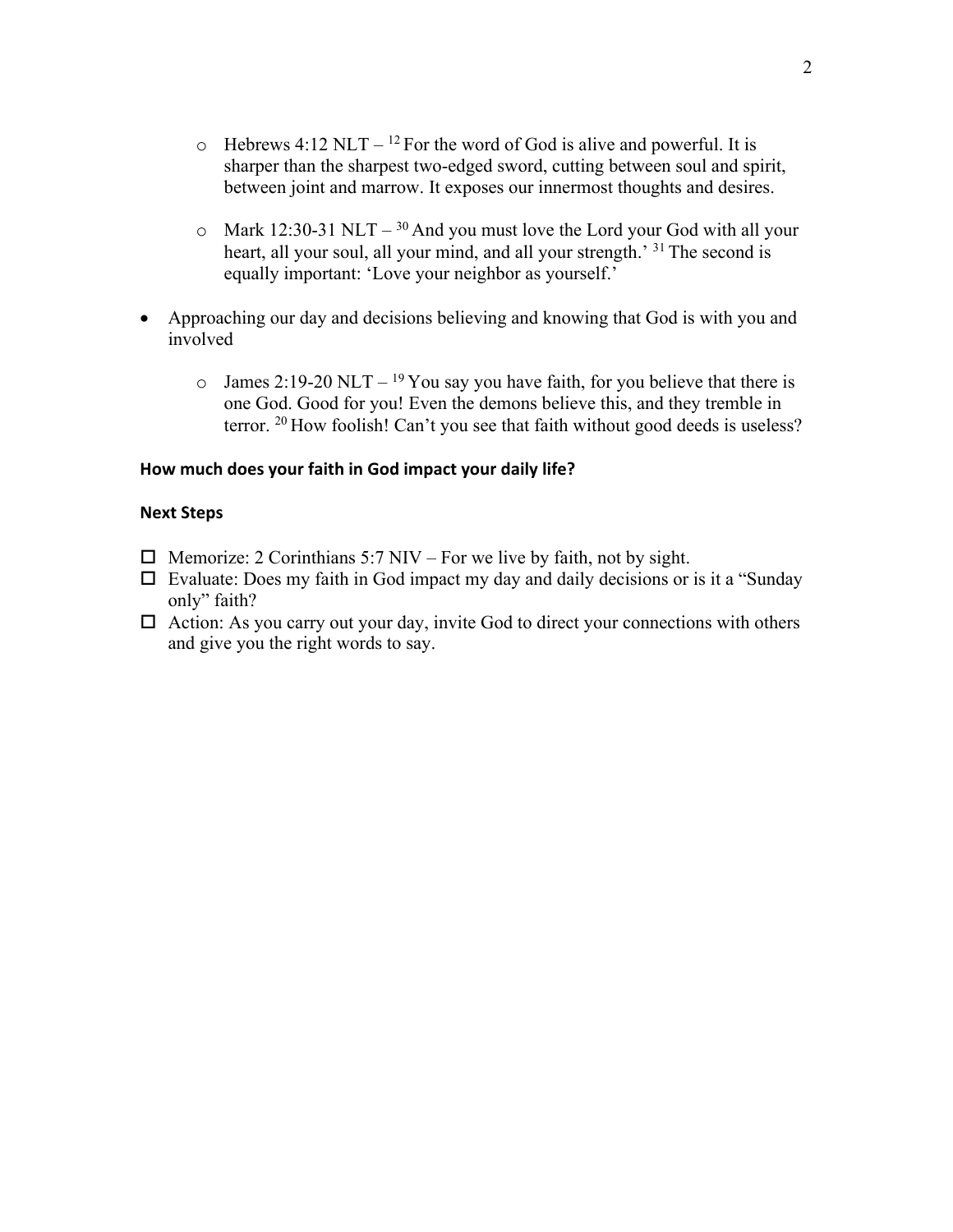- Hebrews 4:12 NLT – [12] For the word of God is alive and powerful. It is sharper than the sharpest two-edged sword, cutting between soul and spirit, between joint and marrow. It exposes our innermost thoughts and desires.

  - Mark 12:30-31 NLT – [30] And you must love the Lord your God with all your heart, all your soul, all your mind, and all your strength.' [31] The second is equally important: 'Love your neighbor as yourself.'

- Approaching our day and decisions believing and knowing that God is with you and involved

  - James 2:19-20 NLT – [19] You say you have faith, for you believe that there is one God. Good for you! Even the demons believe this, and they tremble in terror. [20] How foolish! Can't you see that faith without good deeds is useless?

**How much does your faith in God impact your daily life?**

**Next Steps**

- [ ] Memorize: 2 Corinthians 5:7 NIV – For we live by faith, not by sight.
- [ ] Evaluate: Does my faith in God impact my day and daily decisions or is it a "Sunday only" faith?
- [ ] Action: As you carry out your day, invite God to direct your connections with others and give you the right words to say.